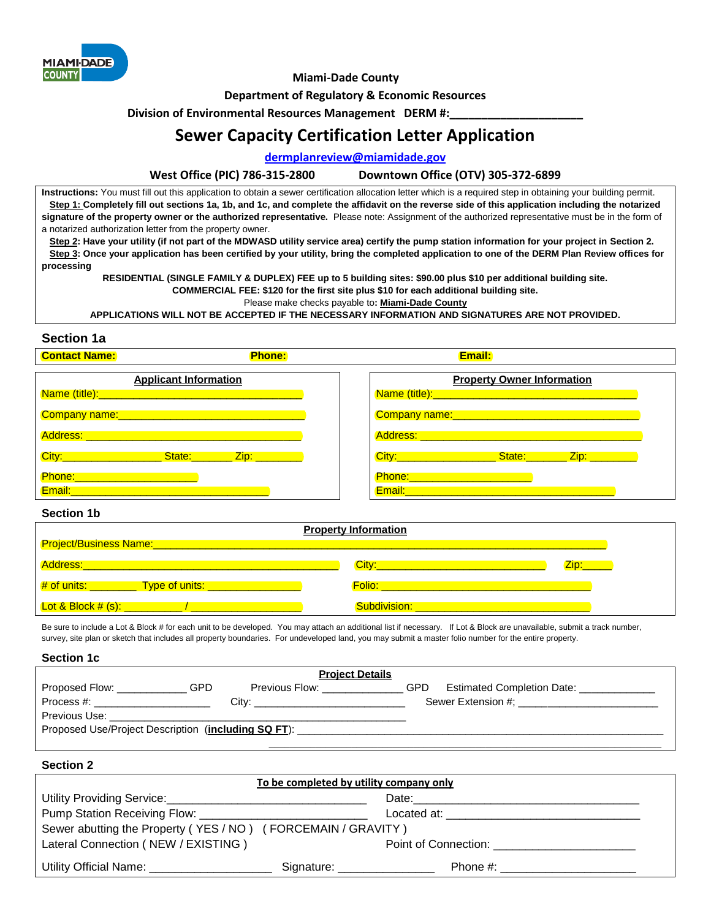MIAMI-DADE COUNTY

**Miami-Dade County**

**Department of Regulatory & Economic Resources**

**Division of Environmental Resources Management DERM #:____________________**

# Sewer Capacity Certification Letter Application

**dermplanreview@miamidade.gov**

**West Office (PIC) 786-315-2800 Downtown Office (OTV) 305-372-6899**

**Instructions:** You must fill out this application to obtain a sewer certification allocation letter which is a required step in obtaining your building permit.

**Step 1: Completely fill out sections 1a, 1b, and 1c, and complete the affidavit on the reverse side of this application including the notarized signature of the property owner or the authorized representative.** Please note: Assignment of the authorized representative must be in the form of a notarized authorization letter from the property owner.

**Step 2: Have your utility (if not part of the MDWASD utility service area) certify the pump station information for your project in Section 2.**

**Step 3: Once your application has been certified by your utility, bring the completed application to one of the DERM Plan Review offices for processing**

**RESIDENTIAL (SINGLE FAMILY & DUPLEX) FEE up to 5 building sites: $90.00 plus $10 per additional building site.**

**COMMERCIAL FEE: $120 for the first site plus $10 for each additional building site.**

Please make checks payable to**: Miami-Dade County**

**APPLICATIONS WILL NOT BE ACCEPTED IF THE NECESSARY INFORMATION AND SIGNATURES ARE NOT PROVIDED.**

## Section 1a

**Contact Name:** **Phone:** **Email:**

| Applicant Information | Property Owner Information |
|---|---|
| Name (title):________________________ | Name (title):________________________ |
| Company name:________________________ | Company name:________________________ |
| Address: ________________________ | Address: ________________________ |
| City:____________ State:______ Zip: ______ | City:____________ State:______ Zip: ______ |
| Phone:________________ | Phone:________________ |
| Email:________________________ | Email:________________________ |

## Section 1b

**Property Information**

Project/Business Name:__________________________________________________

Address:______________________________ City:______________________ Zip:_____

# of units: ________ Type of units: ______________ Folio: ______________________________

Lot & Block # (s): _________ / _______________ Subdivision: ______________________________

Be sure to include a Lot & Block # for each unit to be developed. You may attach an additional list if necessary. If Lot & Block are unavailable, submit a track number, survey, site plan or sketch that includes all property boundaries. For undeveloped land, you may submit a master folio number for the entire property.

## Section 1c

**Project Details**

Proposed Flow: ___________ GPD Previous Flow: _____________ GPD Estimated Completion Date: ____________

Process #: ___________________ City: ________________________ Sewer Extension #; _______________________

Previous Use: ______________________________________________

Proposed Use/Project Description (**including SQ FT**): ______________________________________________

______________________________________________

## Section 2

**To be completed by utility company only**

Utility Providing Service:____________________________ Date:__________________________________

Pump Station Receiving Flow: ________________________ Located at: ____________________________

Sewer abutting the Property ( YES / NO ) ( FORCEMAIN / GRAVITY )

Lateral Connection ( NEW / EXISTING ) Point of Connection: _____________________

Utility Official Name: __________________ Signature: ______________ Phone #: ____________________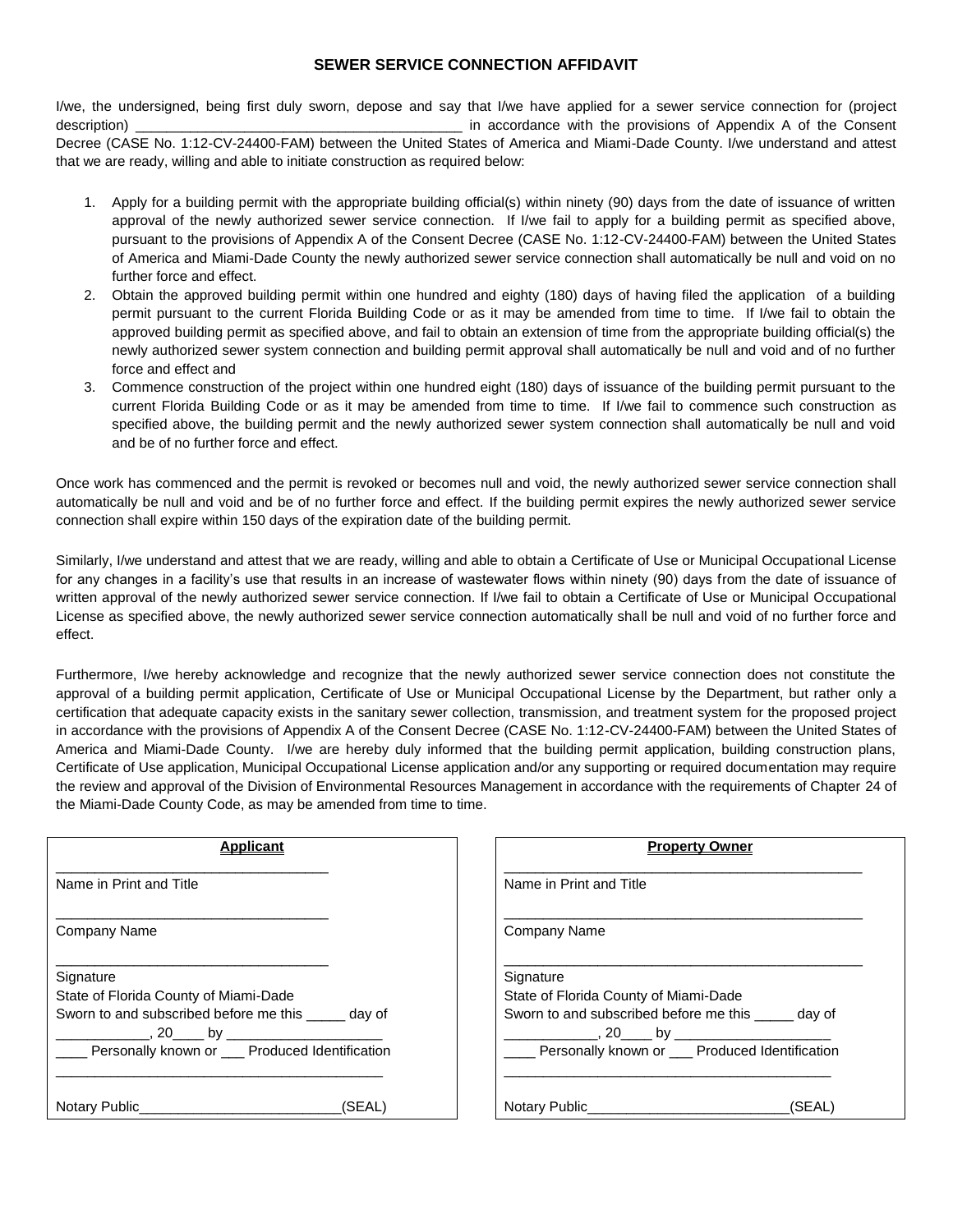## SEWER SERVICE CONNECTION AFFIDAVIT

I/we, the undersigned, being first duly sworn, depose and say that I/we have applied for a sewer service connection for (project description) ________________________________________ in accordance with the provisions of Appendix A of the Consent Decree (CASE No. 1:12-CV-24400-FAM) between the United States of America and Miami-Dade County. I/we understand and attest that we are ready, willing and able to initiate construction as required below:

1. Apply for a building permit with the appropriate building official(s) within ninety (90) days from the date of issuance of written approval of the newly authorized sewer service connection. If I/we fail to apply for a building permit as specified above, pursuant to the provisions of Appendix A of the Consent Decree (CASE No. 1:12-CV-24400-FAM) between the United States of America and Miami-Dade County the newly authorized sewer service connection shall automatically be null and void on no further force and effect.
2. Obtain the approved building permit within one hundred and eighty (180) days of having filed the application of a building permit pursuant to the current Florida Building Code or as it may be amended from time to time. If I/we fail to obtain the approved building permit as specified above, and fail to obtain an extension of time from the appropriate building official(s) the newly authorized sewer system connection and building permit approval shall automatically be null and void and of no further force and effect and
3. Commence construction of the project within one hundred eight (180) days of issuance of the building permit pursuant to the current Florida Building Code or as it may be amended from time to time. If I/we fail to commence such construction as specified above, the building permit and the newly authorized sewer system connection shall automatically be null and void and be of no further force and effect.

Once work has commenced and the permit is revoked or becomes null and void, the newly authorized sewer service connection shall automatically be null and void and be of no further force and effect. If the building permit expires the newly authorized sewer service connection shall expire within 150 days of the expiration date of the building permit.

Similarly, I/we understand and attest that we are ready, willing and able to obtain a Certificate of Use or Municipal Occupational License for any changes in a facility's use that results in an increase of wastewater flows within ninety (90) days from the date of issuance of written approval of the newly authorized sewer service connection. If I/we fail to obtain a Certificate of Use or Municipal Occupational License as specified above, the newly authorized sewer service connection automatically shall be null and void of no further force and effect.

Furthermore, I/we hereby acknowledge and recognize that the newly authorized sewer service connection does not constitute the approval of a building permit application, Certificate of Use or Municipal Occupational License by the Department, but rather only a certification that adequate capacity exists in the sanitary sewer collection, transmission, and treatment system for the proposed project in accordance with the provisions of Appendix A of the Consent Decree (CASE No. 1:12-CV-24400-FAM) between the United States of America and Miami-Dade County. I/we are hereby duly informed that the building permit application, building construction plans, Certificate of Use application, Municipal Occupational License application and/or any supporting or required documentation may require the review and approval of the Division of Environmental Resources Management in accordance with the requirements of Chapter 24 of the Miami-Dade County Code, as may be amended from time to time.

**Applicant**

___________________________________
Name in Print and Title

___________________________________
Company Name

___________________________________
Signature
State of Florida County of Miami-Dade
Sworn to and subscribed before me this _____ day of ____________, 20____ by ____________________
____ Personally known or ___ Produced Identification
___________________________________________

Notary Public__________________________(SEAL)

**Property Owner**

_____________________________________________
Name in Print and Title

_____________________________________________
Company Name

_____________________________________________
Signature
State of Florida County of Miami-Dade
Sworn to and subscribed before me this _____ day of ____________, 20____ by ____________________
____ Personally known or ___ Produced Identification
___________________________________________

Notary Public__________________________(SEAL)